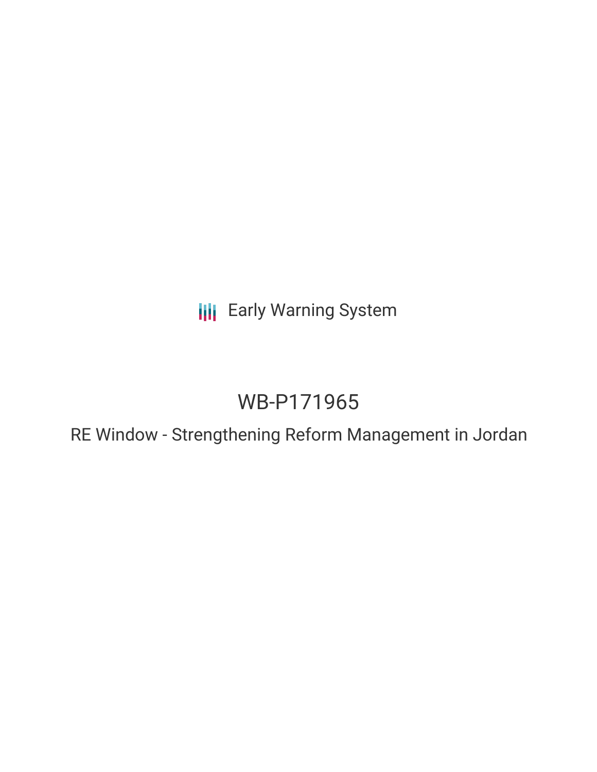Early Warning System

# WB-P171965

## RE Window - Strengthening Reform Management in Jordan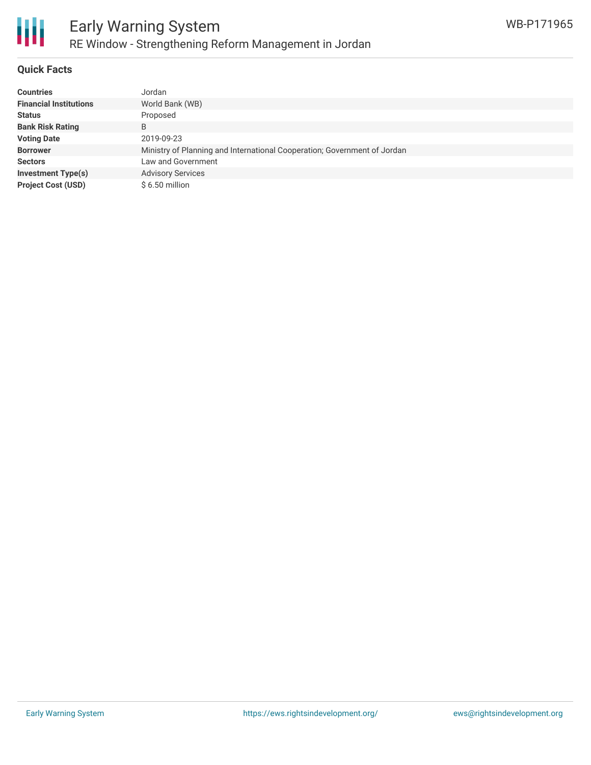## Quick Facts

| | |
|---|---|
| **Countries** | Jordan |
| **Financial Institutions** | World Bank (WB) |
| **Status** | Proposed |
| **Bank Risk Rating** | B |
| **Voting Date** | 2019-09-23 |
| **Borrower** | Ministry of Planning and International Cooperation; Government of Jordan |
| **Sectors** | Law and Government |
| **Investment Type(s)** | Advisory Services |
| **Project Cost (USD)** | $ 6.50 million |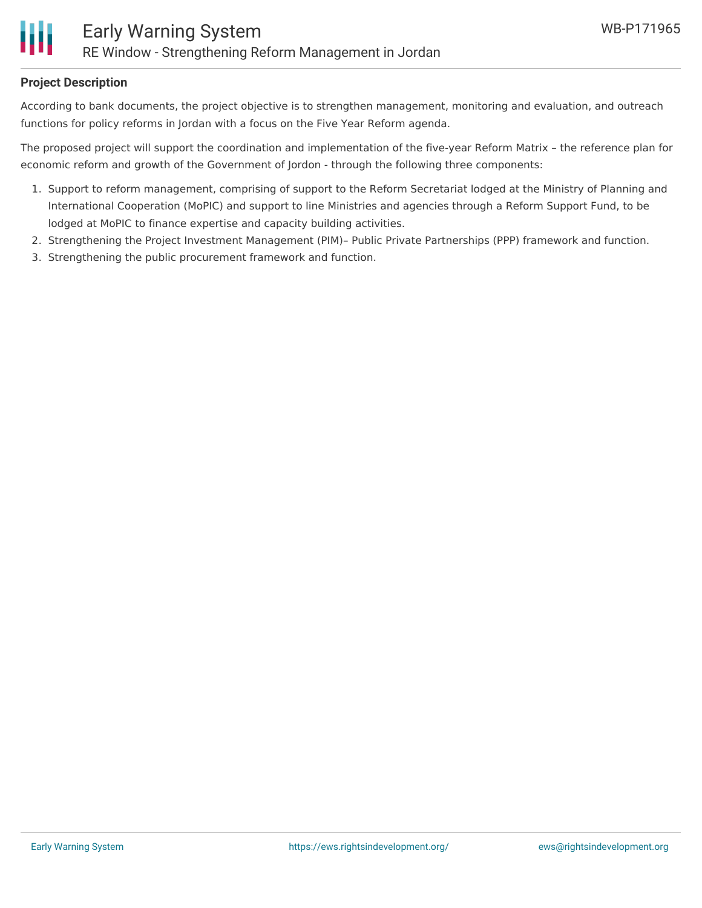## Project Description

According to bank documents, the project objective is to strengthen management, monitoring and evaluation, and outreach functions for policy reforms in Jordan with a focus on the Five Year Reform agenda.

The proposed project will support the coordination and implementation of the five-year Reform Matrix – the reference plan for economic reform and growth of the Government of Jordon - through the following three components:

1. Support to reform management, comprising of support to the Reform Secretariat lodged at the Ministry of Planning and International Cooperation (MoPIC) and support to line Ministries and agencies through a Reform Support Fund, to be lodged at MoPIC to finance expertise and capacity building activities.
2. Strengthening the Project Investment Management (PIM)– Public Private Partnerships (PPP) framework and function.
3. Strengthening the public procurement framework and function.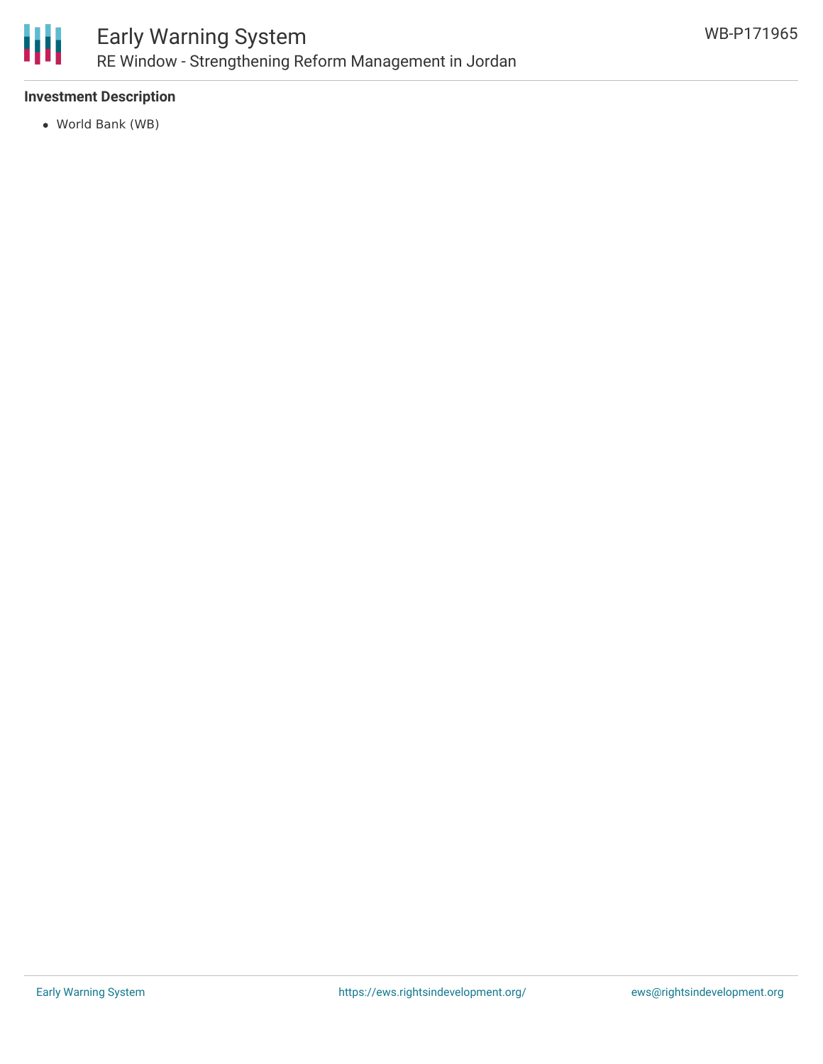**Investment Description**

- World Bank (WB)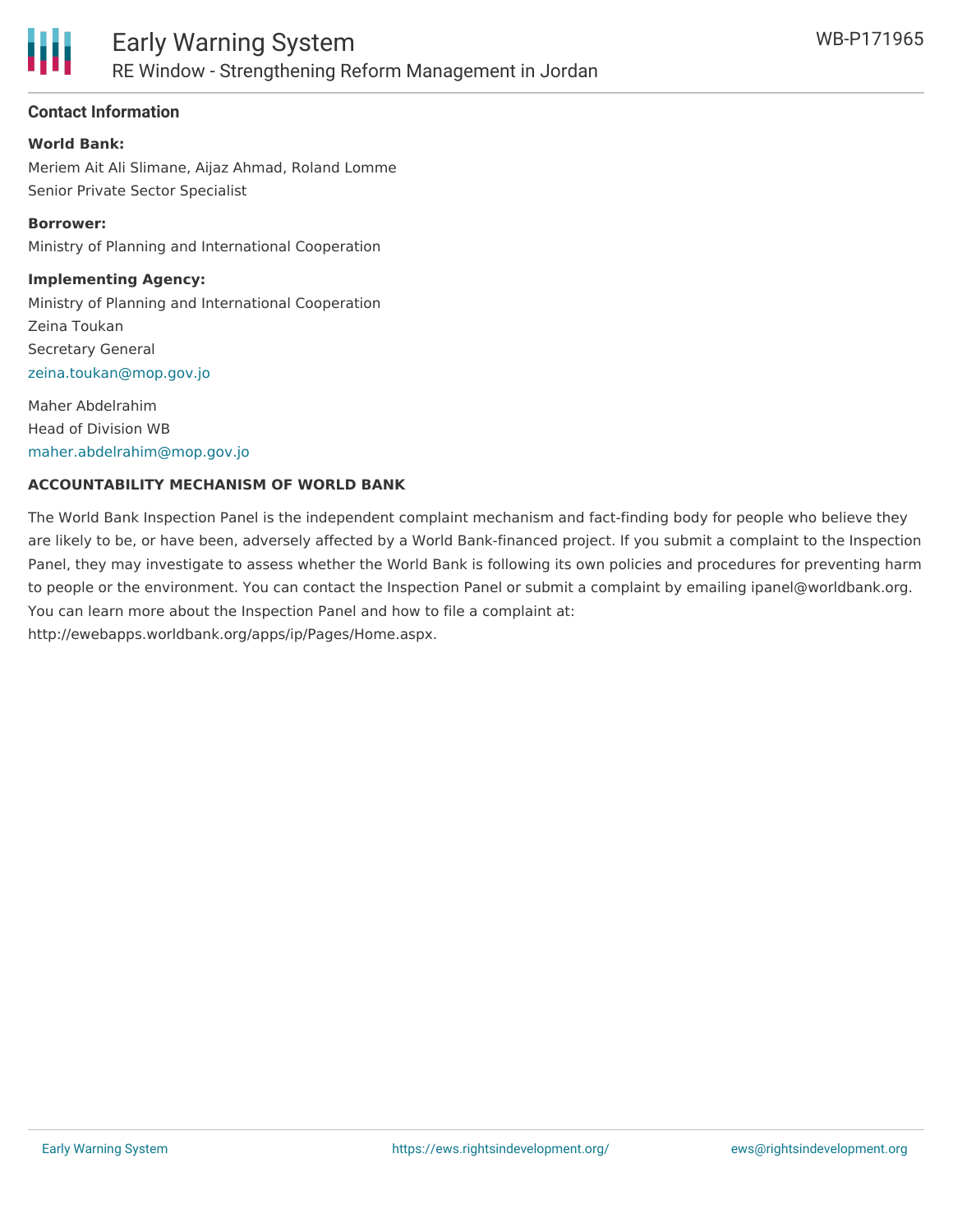## Contact Information

**World Bank:**

Meriem Ait Ali Slimane, Aijaz Ahmad, Roland Lomme
Senior Private Sector Specialist

**Borrower:**

Ministry of Planning and International Cooperation

**Implementing Agency:**

Ministry of Planning and International Cooperation
Zeina Toukan
Secretary General
zeina.toukan@mop.gov.jo

Maher Abdelrahim
Head of Division WB
maher.abdelrahim@mop.gov.jo

**ACCOUNTABILITY MECHANISM OF WORLD BANK**

The World Bank Inspection Panel is the independent complaint mechanism and fact-finding body for people who believe they are likely to be, or have been, adversely affected by a World Bank-financed project. If you submit a complaint to the Inspection Panel, they may investigate to assess whether the World Bank is following its own policies and procedures for preventing harm to people or the environment. You can contact the Inspection Panel or submit a complaint by emailing ipanel@worldbank.org. You can learn more about the Inspection Panel and how to file a complaint at: http://ewebapps.worldbank.org/apps/ip/Pages/Home.aspx.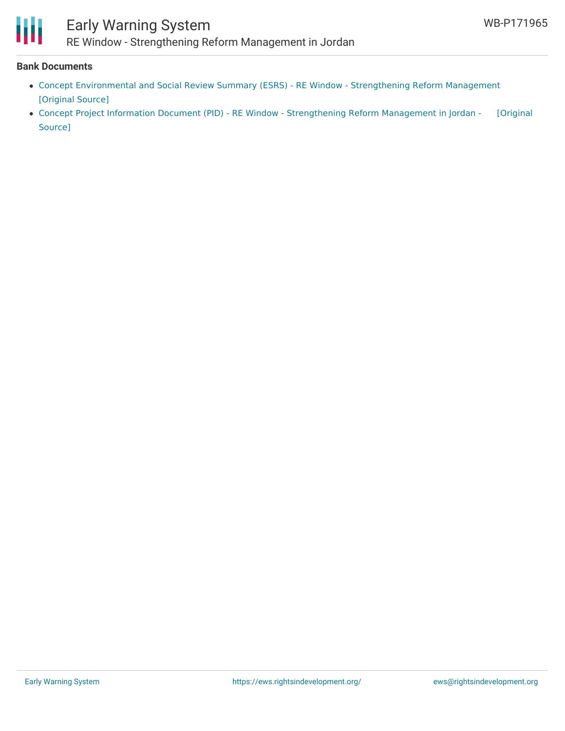**Bank Documents**

- Concept Environmental and Social Review Summary (ESRS) - RE Window - Strengthening Reform Management [Original Source]
- Concept Project Information Document (PID) - RE Window - Strengthening Reform Management in Jordan - [Original Source]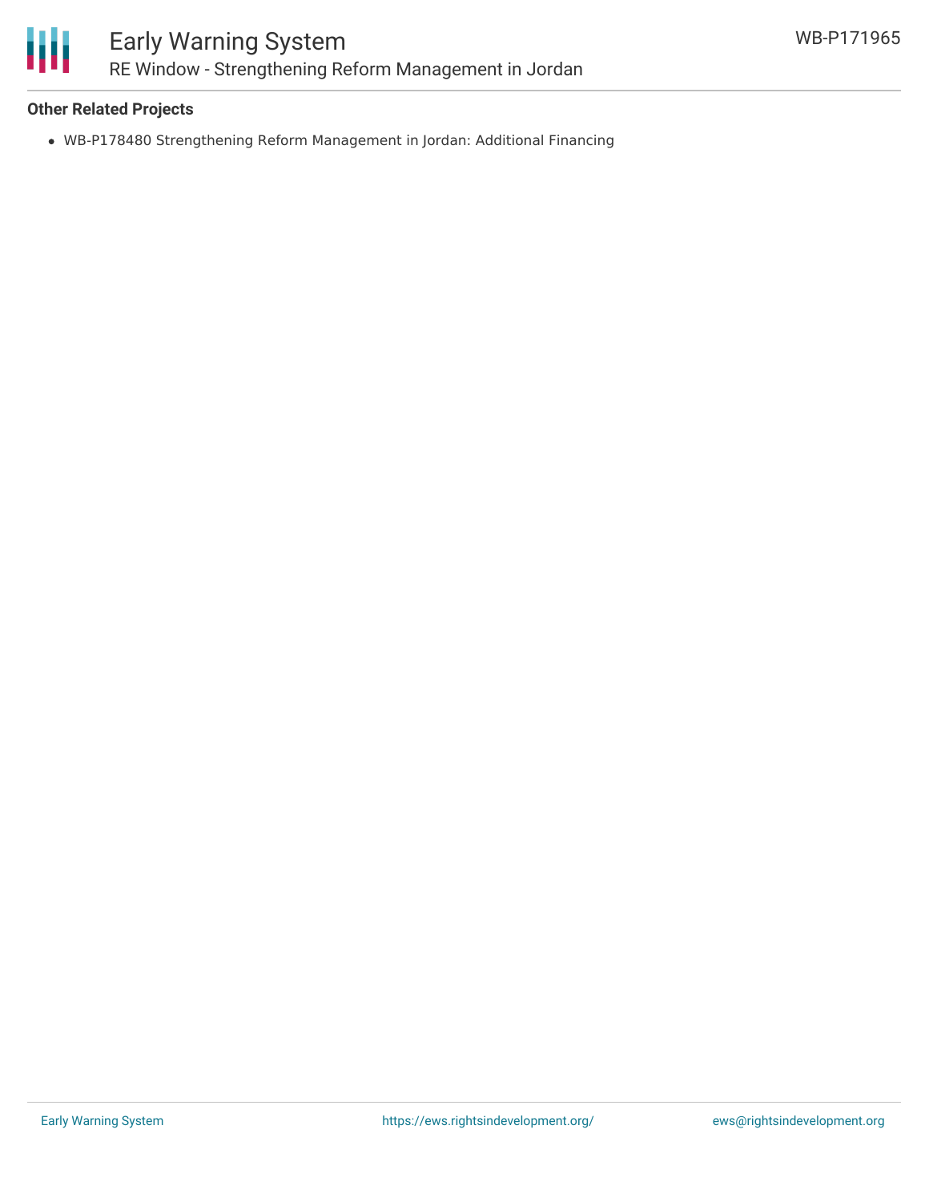**Other Related Projects**

- WB-P178480 Strengthening Reform Management in Jordan: Additional Financing